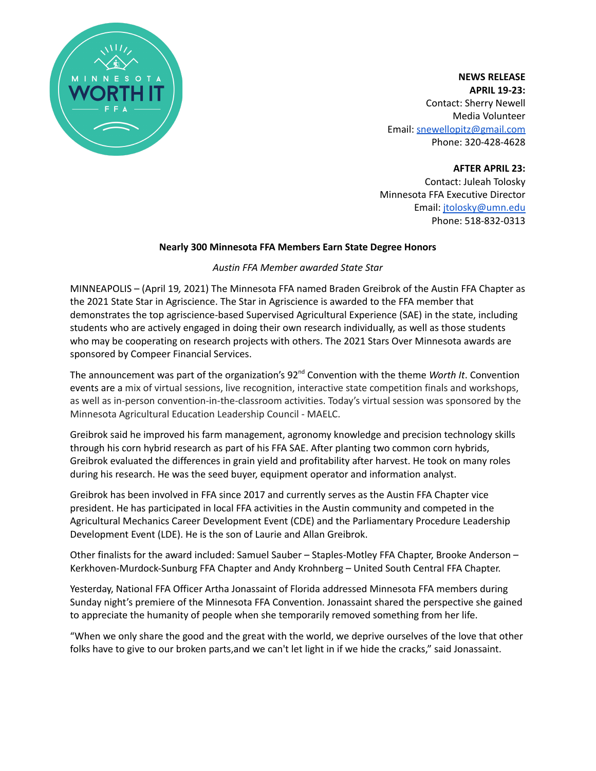**NEWS RELEASE**
**APRIL 19-23:**
Contact: Sherry Newell
Media Volunteer
Email: snewellopitz@gmail.com
Phone: 320-428-4628

**AFTER APRIL 23:**
Contact: Juleah Tolosky
Minnesota FFA Executive Director
Email: jtolosky@umn.edu
Phone: 518-832-0313

**Nearly 300 Minnesota FFA Members Earn State Degree Honors**

*Austin FFA Member awarded State Star*

MINNEAPOLIS – (April 19, 2021) The Minnesota FFA named Braden Greibrok of the Austin FFA Chapter as the 2021 State Star in Agriscience. The Star in Agriscience is awarded to the FFA member that demonstrates the top agriscience-based Supervised Agricultural Experience (SAE) in the state, including students who are actively engaged in doing their own research individually, as well as those students who may be cooperating on research projects with others. The 2021 Stars Over Minnesota awards are sponsored by Compeer Financial Services.

The announcement was part of the organization's 92nd Convention with the theme *Worth It*. Convention events are a mix of virtual sessions, live recognition, interactive state competition finals and workshops, as well as in-person convention-in-the-classroom activities. Today's virtual session was sponsored by the Minnesota Agricultural Education Leadership Council - MAELC.

Greibrok said he improved his farm management, agronomy knowledge and precision technology skills through his corn hybrid research as part of his FFA SAE. After planting two common corn hybrids, Greibrok evaluated the differences in grain yield and profitability after harvest. He took on many roles during his research. He was the seed buyer, equipment operator and information analyst.

Greibrok has been involved in FFA since 2017 and currently serves as the Austin FFA Chapter vice president. He has participated in local FFA activities in the Austin community and competed in the Agricultural Mechanics Career Development Event (CDE) and the Parliamentary Procedure Leadership Development Event (LDE). He is the son of Laurie and Allan Greibrok.

Other finalists for the award included: Samuel Sauber – Staples-Motley FFA Chapter, Brooke Anderson – Kerkhoven-Murdock-Sunburg FFA Chapter and Andy Krohnberg – United South Central FFA Chapter.

Yesterday, National FFA Officer Artha Jonassaint of Florida addressed Minnesota FFA members during Sunday night's premiere of the Minnesota FFA Convention. Jonassaint shared the perspective she gained to appreciate the humanity of people when she temporarily removed something from her life.

"When we only share the good and the great with the world, we deprive ourselves of the love that other folks have to give to our broken parts,and we can't let light in if we hide the cracks," said Jonassaint.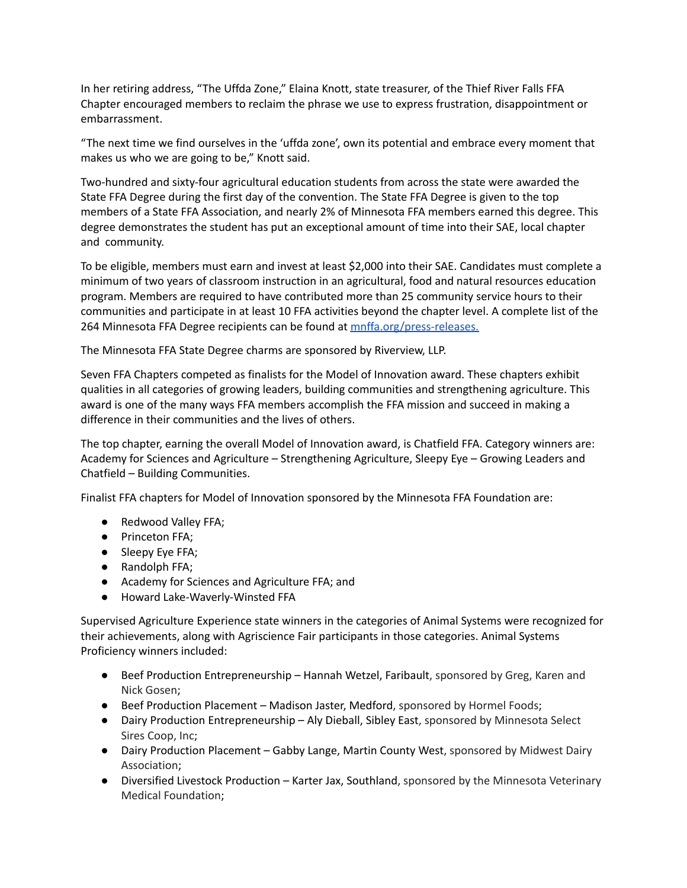In her retiring address, "The Uffda Zone," Elaina Knott, state treasurer, of the Thief River Falls FFA Chapter encouraged members to reclaim the phrase we use to express frustration, disappointment or embarrassment.

"The next time we find ourselves in the 'uffda zone', own its potential and embrace every moment that makes us who we are going to be," Knott said.

Two-hundred and sixty-four agricultural education students from across the state were awarded the State FFA Degree during the first day of the convention. The State FFA Degree is given to the top members of a State FFA Association, and nearly 2% of Minnesota FFA members earned this degree. This degree demonstrates the student has put an exceptional amount of time into their SAE, local chapter and community.

To be eligible, members must earn and invest at least $2,000 into their SAE. Candidates must complete a minimum of two years of classroom instruction in an agricultural, food and natural resources education program. Members are required to have contributed more than 25 community service hours to their communities and participate in at least 10 FFA activities beyond the chapter level. A complete list of the 264 Minnesota FFA Degree recipients can be found at [mnffa.org/press-releases.](mnffa.org/press-releases)

The Minnesota FFA State Degree charms are sponsored by Riverview, LLP.

Seven FFA Chapters competed as finalists for the Model of Innovation award. These chapters exhibit qualities in all categories of growing leaders, building communities and strengthening agriculture. This award is one of the many ways FFA members accomplish the FFA mission and succeed in making a difference in their communities and the lives of others.

The top chapter, earning the overall Model of Innovation award, is Chatfield FFA. Category winners are: Academy for Sciences and Agriculture – Strengthening Agriculture, Sleepy Eye – Growing Leaders and Chatfield – Building Communities.

Finalist FFA chapters for Model of Innovation sponsored by the Minnesota FFA Foundation are:

- Redwood Valley FFA;
- Princeton FFA;
- Sleepy Eye FFA;
- Randolph FFA;
- Academy for Sciences and Agriculture FFA; and
- Howard Lake-Waverly-Winsted FFA

Supervised Agriculture Experience state winners in the categories of Animal Systems were recognized for their achievements, along with Agriscience Fair participants in those categories. Animal Systems Proficiency winners included:

- Beef Production Entrepreneurship – Hannah Wetzel, Faribault, sponsored by Greg, Karen and Nick Gosen;
- Beef Production Placement – Madison Jaster, Medford, sponsored by Hormel Foods;
- Dairy Production Entrepreneurship – Aly Dieball, Sibley East, sponsored by Minnesota Select Sires Coop, Inc;
- Dairy Production Placement – Gabby Lange, Martin County West, sponsored by Midwest Dairy Association;
- Diversified Livestock Production – Karter Jax, Southland, sponsored by the Minnesota Veterinary Medical Foundation;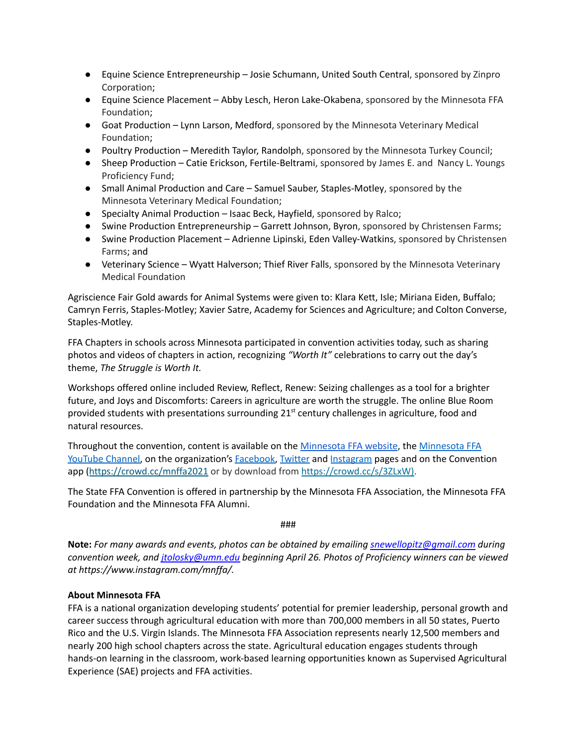- Equine Science Entrepreneurship – Josie Schumann, United South Central, sponsored by Zinpro Corporation;
- Equine Science Placement – Abby Lesch, Heron Lake-Okabena, sponsored by the Minnesota FFA Foundation;
- Goat Production – Lynn Larson, Medford, sponsored by the Minnesota Veterinary Medical Foundation;
- Poultry Production – Meredith Taylor, Randolph, sponsored by the Minnesota Turkey Council;
- Sheep Production – Catie Erickson, Fertile-Beltrami, sponsored by James E. and Nancy L. Youngs Proficiency Fund;
- Small Animal Production and Care – Samuel Sauber, Staples-Motley, sponsored by the Minnesota Veterinary Medical Foundation;
- Specialty Animal Production – Isaac Beck, Hayfield, sponsored by Ralco;
- Swine Production Entrepreneurship – Garrett Johnson, Byron, sponsored by Christensen Farms;
- Swine Production Placement – Adrienne Lipinski, Eden Valley-Watkins, sponsored by Christensen Farms; and
- Veterinary Science – Wyatt Halverson; Thief River Falls, sponsored by the Minnesota Veterinary Medical Foundation

Agriscience Fair Gold awards for Animal Systems were given to: Klara Kett, Isle; Miriana Eiden, Buffalo; Camryn Ferris, Staples-Motley; Xavier Satre, Academy for Sciences and Agriculture; and Colton Converse, Staples-Motley.

FFA Chapters in schools across Minnesota participated in convention activities today, such as sharing photos and videos of chapters in action, recognizing *"Worth It"* celebrations to carry out the day's theme, *The Struggle is Worth It.*

Workshops offered online included Review, Reflect, Renew: Seizing challenges as a tool for a brighter future, and Joys and Discomforts: Careers in agriculture are worth the struggle. The online Blue Room provided students with presentations surrounding 21st century challenges in agriculture, food and natural resources.

Throughout the convention, content is available on the Minnesota FFA website, the Minnesota FFA YouTube Channel, on the organization's Facebook, Twitter and Instagram pages and on the Convention app (https://crowd.cc/mnffa2021 or by download from https://crowd.cc/s/3ZLxW).

The State FFA Convention is offered in partnership by the Minnesota FFA Association, the Minnesota FFA Foundation and the Minnesota FFA Alumni.

###

**Note:** *For many awards and events, photos can be obtained by emailing snewellopitz@gmail.com during convention week, and jtolosky@umn.edu beginning April 26. Photos of Proficiency winners can be viewed at https://www.instagram.com/mnffa/.*

**About Minnesota FFA**
FFA is a national organization developing students' potential for premier leadership, personal growth and career success through agricultural education with more than 700,000 members in all 50 states, Puerto Rico and the U.S. Virgin Islands. The Minnesota FFA Association represents nearly 12,500 members and nearly 200 high school chapters across the state. Agricultural education engages students through hands-on learning in the classroom, work-based learning opportunities known as Supervised Agricultural Experience (SAE) projects and FFA activities.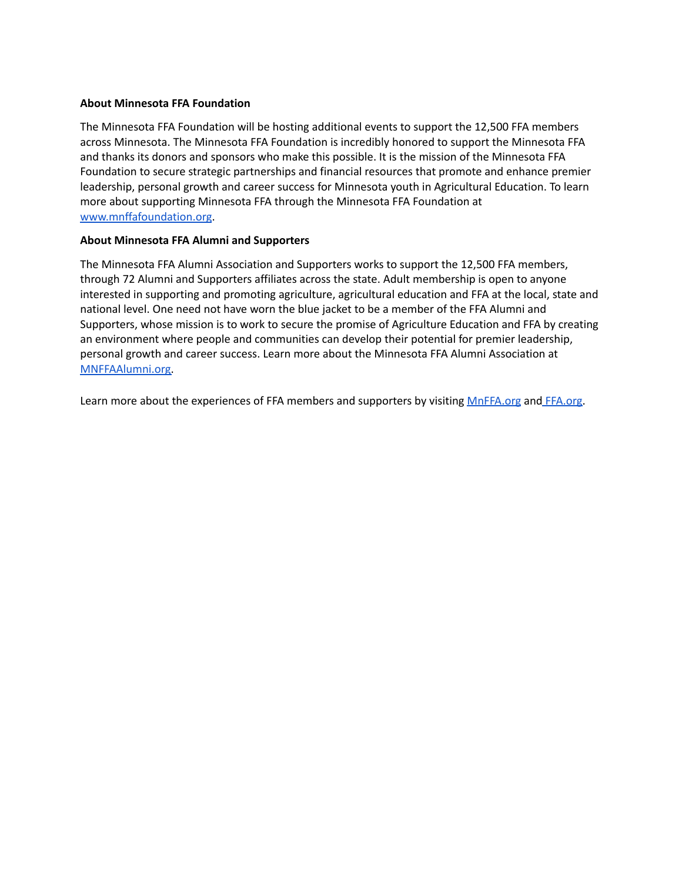**About Minnesota FFA Foundation**

The Minnesota FFA Foundation will be hosting additional events to support the 12,500 FFA members across Minnesota. The Minnesota FFA Foundation is incredibly honored to support the Minnesota FFA and thanks its donors and sponsors who make this possible. It is the mission of the Minnesota FFA Foundation to secure strategic partnerships and financial resources that promote and enhance premier leadership, personal growth and career success for Minnesota youth in Agricultural Education. To learn more about supporting Minnesota FFA through the Minnesota FFA Foundation at www.mnffafoundation.org.

**About Minnesota FFA Alumni and Supporters**

The Minnesota FFA Alumni Association and Supporters works to support the 12,500 FFA members, through 72 Alumni and Supporters affiliates across the state. Adult membership is open to anyone interested in supporting and promoting agriculture, agricultural education and FFA at the local, state and national level. One need not have worn the blue jacket to be a member of the FFA Alumni and Supporters, whose mission is to work to secure the promise of Agriculture Education and FFA by creating an environment where people and communities can develop their potential for premier leadership, personal growth and career success. Learn more about the Minnesota FFA Alumni Association at MNFFAAlumni.org.

Learn more about the experiences of FFA members and supporters by visiting MnFFA.org and FFA.org.